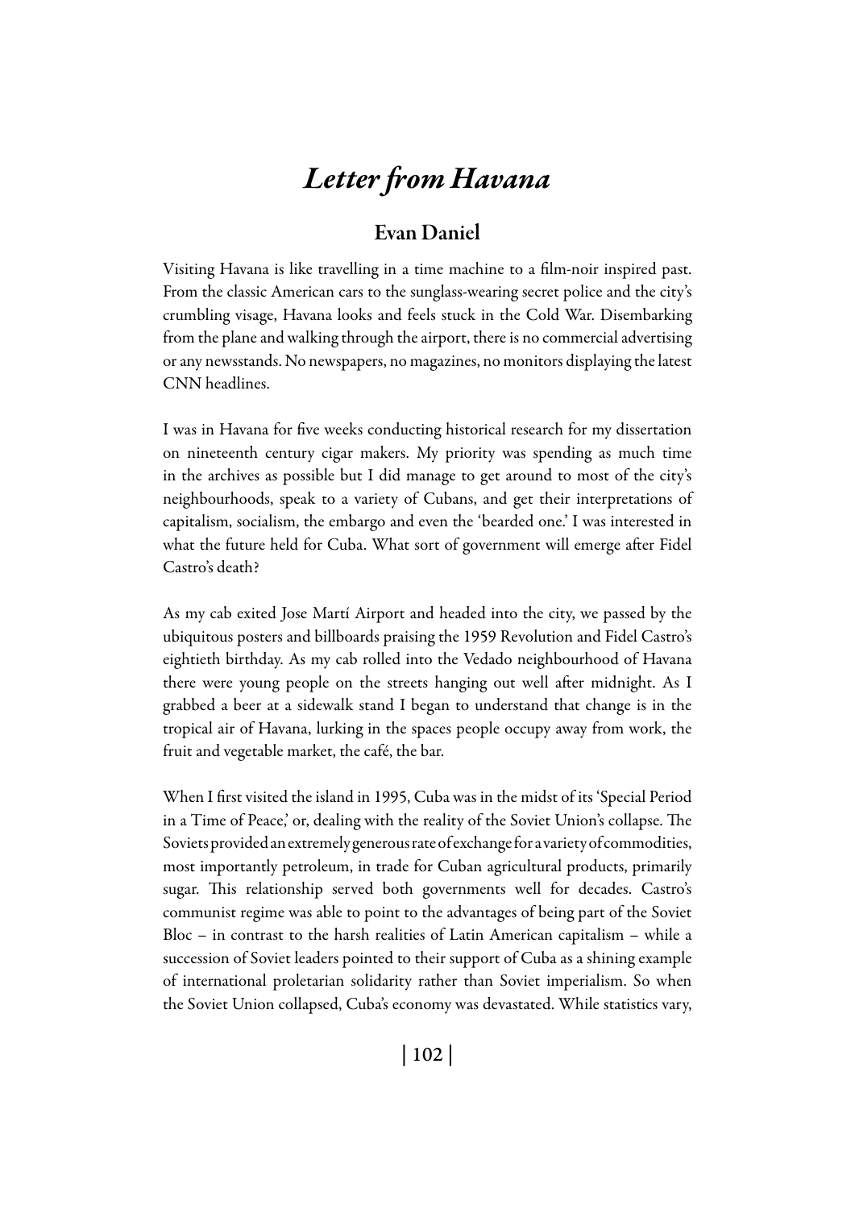# *Letter from Havana*

## Evan Daniel

Visiting Havana is like travelling in a time machine to a film-noir inspired past. From the classic American cars to the sunglass-wearing secret police and the city's crumbling visage, Havana looks and feels stuck in the Cold War. Disembarking from the plane and walking through the airport, there is no commercial advertising or any newsstands. No newspapers, no magazines, no monitors displaying the latest CNN headlines.

I was in Havana for five weeks conducting historical research for my dissertation on nineteenth century cigar makers. My priority was spending as much time in the archives as possible but I did manage to get around to most of the city's neighbourhoods, speak to a variety of Cubans, and get their interpretations of capitalism, socialism, the embargo and even the 'bearded one.' I was interested in what the future held for Cuba. What sort of government will emerge after Fidel Castro's death?

As my cab exited Jose Martí Airport and headed into the city, we passed by the ubiquitous posters and billboards praising the 1959 Revolution and Fidel Castro's eightieth birthday. As my cab rolled into the Vedado neighbourhood of Havana there were young people on the streets hanging out well after midnight. As I grabbed a beer at a sidewalk stand I began to understand that change is in the tropical air of Havana, lurking in the spaces people occupy away from work, the fruit and vegetable market, the café, the bar.

When I first visited the island in 1995, Cuba was in the midst of its 'Special Period in a Time of Peace,' or, dealing with the reality of the Soviet Union's collapse. The Soviets provided an extremely generous rate of exchange for a variety of commodities, most importantly petroleum, in trade for Cuban agricultural products, primarily sugar. This relationship served both governments well for decades. Castro's communist regime was able to point to the advantages of being part of the Soviet Bloc – in contrast to the harsh realities of Latin American capitalism – while a succession of Soviet leaders pointed to their support of Cuba as a shining example of international proletarian solidarity rather than Soviet imperialism. So when the Soviet Union collapsed, Cuba's economy was devastated. While statistics vary,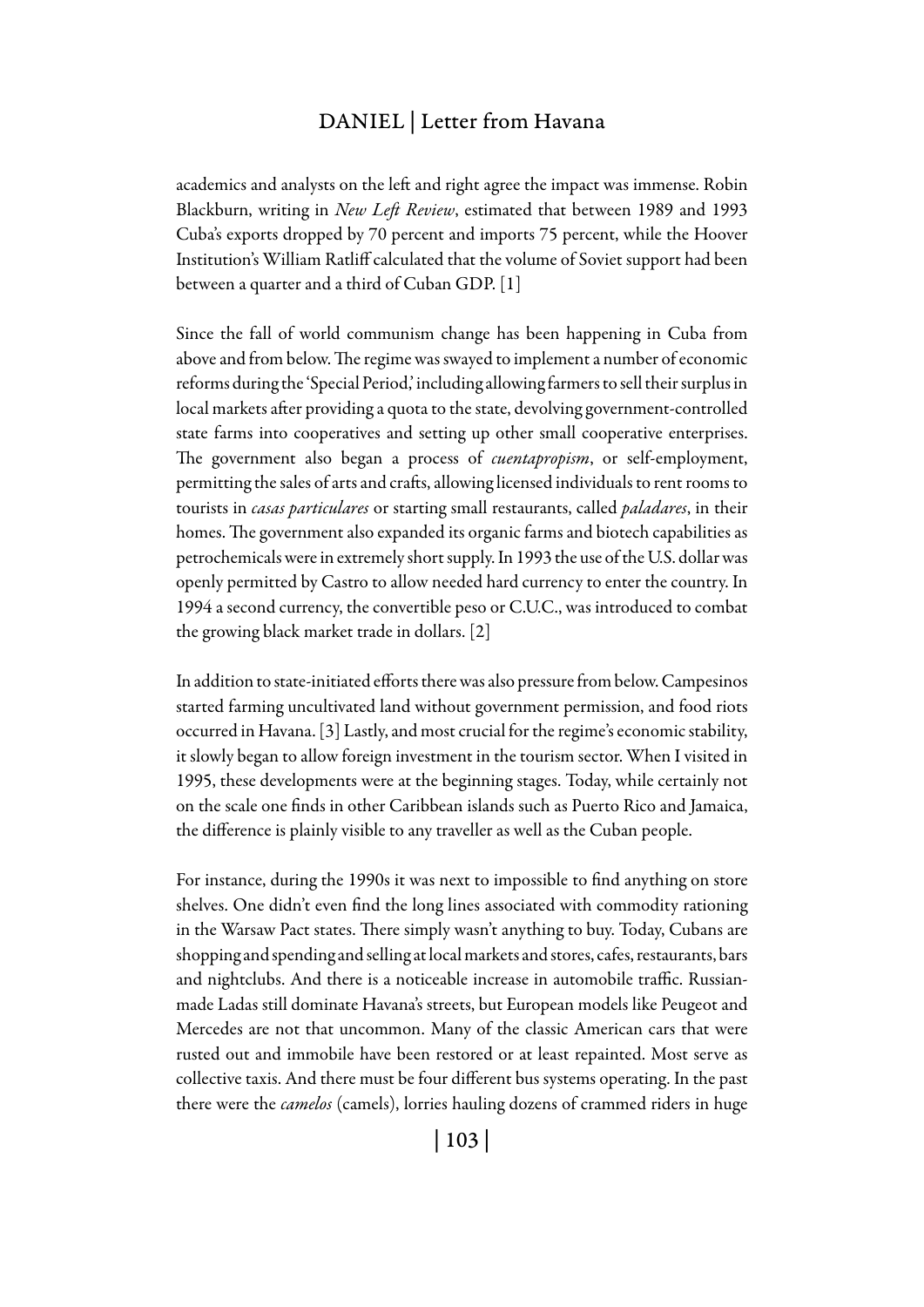academics and analysts on the left and right agree the impact was immense. Robin Blackburn, writing in *New Left Review*, estimated that between 1989 and 1993 Cuba's exports dropped by 70 percent and imports 75 percent, while the Hoover Institution's William Ratliff calculated that the volume of Soviet support had been between a quarter and a third of Cuban GDP. [1]

Since the fall of world communism change has been happening in Cuba from above and from below. The regime was swayed to implement a number of economic reforms during the 'Special Period,' including allowing farmers to sell their surplus in local markets after providing a quota to the state, devolving government-controlled state farms into cooperatives and setting up other small cooperative enterprises. The government also began a process of *cuentapropism*, or self-employment, permitting the sales of arts and crafts, allowing licensed individuals to rent rooms to tourists in *casas particulares* or starting small restaurants, called *paladares*, in their homes. The government also expanded its organic farms and biotech capabilities as petrochemicals were in extremely short supply. In 1993 the use of the U.S. dollar was openly permitted by Castro to allow needed hard currency to enter the country. In 1994 a second currency, the convertible peso or C.U.C., was introduced to combat the growing black market trade in dollars. [2]

In addition to state-initiated efforts there was also pressure from below. Campesinos started farming uncultivated land without government permission, and food riots occurred in Havana. [3] Lastly, and most crucial for the regime's economic stability, it slowly began to allow foreign investment in the tourism sector. When I visited in 1995, these developments were at the beginning stages. Today, while certainly not on the scale one finds in other Caribbean islands such as Puerto Rico and Jamaica, the difference is plainly visible to any traveller as well as the Cuban people.

For instance, during the 1990s it was next to impossible to find anything on store shelves. One didn't even find the long lines associated with commodity rationing in the Warsaw Pact states. There simply wasn't anything to buy. Today, Cubans are shopping and spending and selling at local markets and stores, cafes, restaurants, bars and nightclubs. And there is a noticeable increase in automobile traffic. Russian-made Ladas still dominate Havana's streets, but European models like Peugeot and Mercedes are not that uncommon. Many of the classic American cars that were rusted out and immobile have been restored or at least repainted. Most serve as collective taxis. And there must be four different bus systems operating. In the past there were the *camelos* (camels), lorries hauling dozens of crammed riders in huge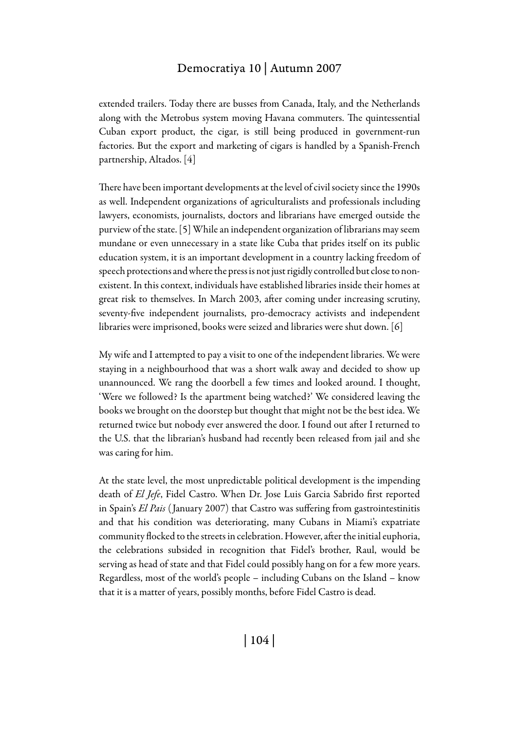extended trailers. Today there are busses from Canada, Italy, and the Netherlands along with the Metrobus system moving Havana commuters. The quintessential Cuban export product, the cigar, is still being produced in government-run factories. But the export and marketing of cigars is handled by a Spanish-French partnership, Altados. [4]

There have been important developments at the level of civil society since the 1990s as well. Independent organizations of agriculturalists and professionals including lawyers, economists, journalists, doctors and librarians have emerged outside the purview of the state. [5] While an independent organization of librarians may seem mundane or even unnecessary in a state like Cuba that prides itself on its public education system, it is an important development in a country lacking freedom of speech protections and where the press is not just rigidly controlled but close to non-existent. In this context, individuals have established libraries inside their homes at great risk to themselves. In March 2003, after coming under increasing scrutiny, seventy-five independent journalists, pro-democracy activists and independent libraries were imprisoned, books were seized and libraries were shut down. [6]

My wife and I attempted to pay a visit to one of the independent libraries. We were staying in a neighbourhood that was a short walk away and decided to show up unannounced. We rang the doorbell a few times and looked around. I thought, 'Were we followed? Is the apartment being watched?' We considered leaving the books we brought on the doorstep but thought that might not be the best idea. We returned twice but nobody ever answered the door. I found out after I returned to the U.S. that the librarian's husband had recently been released from jail and she was caring for him.

At the state level, the most unpredictable political development is the impending death of *El Jefe*, Fidel Castro. When Dr. Jose Luis Garcia Sabrido first reported in Spain's *El Pais* (January 2007) that Castro was suffering from gastrointestinitis and that his condition was deteriorating, many Cubans in Miami's expatriate community flocked to the streets in celebration. However, after the initial euphoria, the celebrations subsided in recognition that Fidel's brother, Raul, would be serving as head of state and that Fidel could possibly hang on for a few more years. Regardless, most of the world's people – including Cubans on the Island – know that it is a matter of years, possibly months, before Fidel Castro is dead.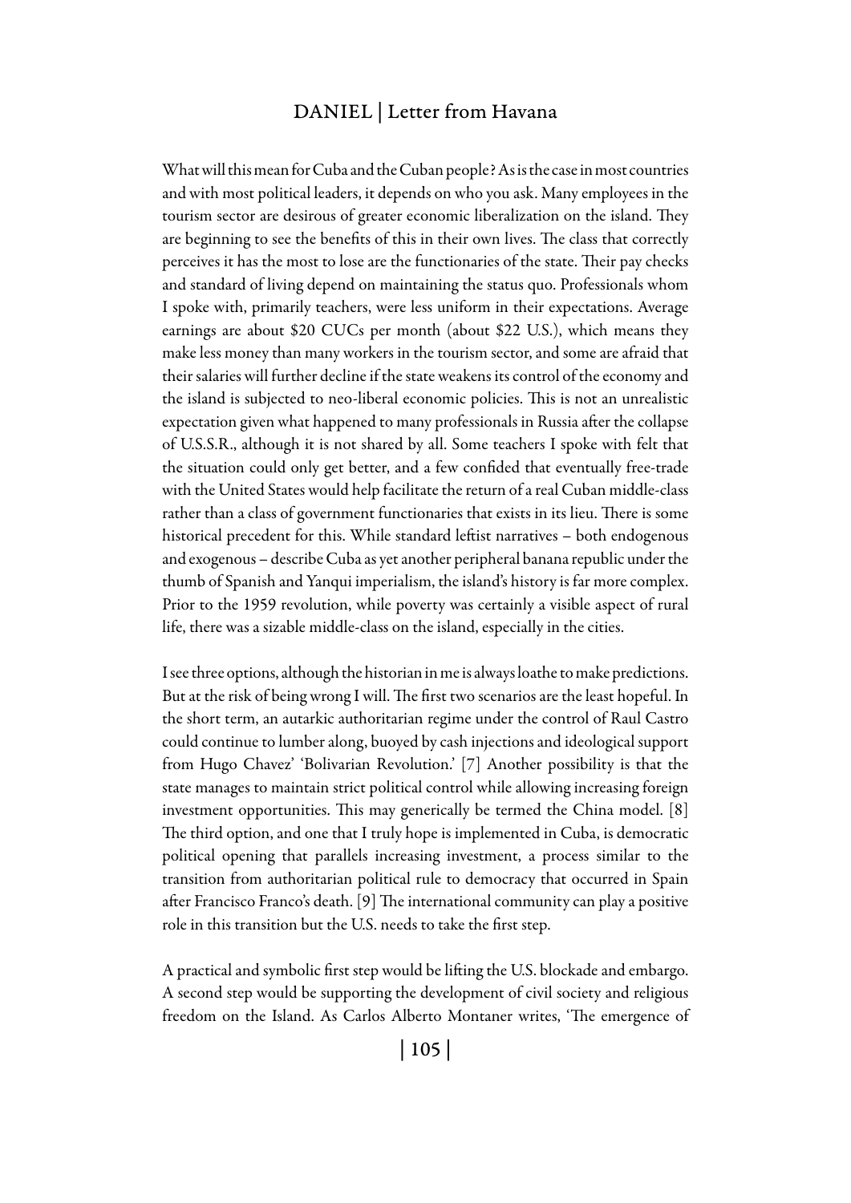What will this mean for Cuba and the Cuban people? As is the case in most countries and with most political leaders, it depends on who you ask. Many employees in the tourism sector are desirous of greater economic liberalization on the island. They are beginning to see the benefits of this in their own lives. The class that correctly perceives it has the most to lose are the functionaries of the state. Their pay checks and standard of living depend on maintaining the status quo. Professionals whom I spoke with, primarily teachers, were less uniform in their expectations. Average earnings are about $20 CUCs per month (about $22 U.S.), which means they make less money than many workers in the tourism sector, and some are afraid that their salaries will further decline if the state weakens its control of the economy and the island is subjected to neo-liberal economic policies. This is not an unrealistic expectation given what happened to many professionals in Russia after the collapse of U.S.S.R., although it is not shared by all. Some teachers I spoke with felt that the situation could only get better, and a few confided that eventually free-trade with the United States would help facilitate the return of a real Cuban middle-class rather than a class of government functionaries that exists in its lieu. There is some historical precedent for this. While standard leftist narratives – both endogenous and exogenous – describe Cuba as yet another peripheral banana republic under the thumb of Spanish and Yanqui imperialism, the island's history is far more complex. Prior to the 1959 revolution, while poverty was certainly a visible aspect of rural life, there was a sizable middle-class on the island, especially in the cities.

I see three options, although the historian in me is always loathe to make predictions. But at the risk of being wrong I will. The first two scenarios are the least hopeful. In the short term, an autarkic authoritarian regime under the control of Raul Castro could continue to lumber along, buoyed by cash injections and ideological support from Hugo Chavez' 'Bolivarian Revolution.' [7] Another possibility is that the state manages to maintain strict political control while allowing increasing foreign investment opportunities. This may generically be termed the China model. [8] The third option, and one that I truly hope is implemented in Cuba, is democratic political opening that parallels increasing investment, a process similar to the transition from authoritarian political rule to democracy that occurred in Spain after Francisco Franco's death. [9] The international community can play a positive role in this transition but the U.S. needs to take the first step.

A practical and symbolic first step would be lifting the U.S. blockade and embargo. A second step would be supporting the development of civil society and religious freedom on the Island. As Carlos Alberto Montaner writes, 'The emergence of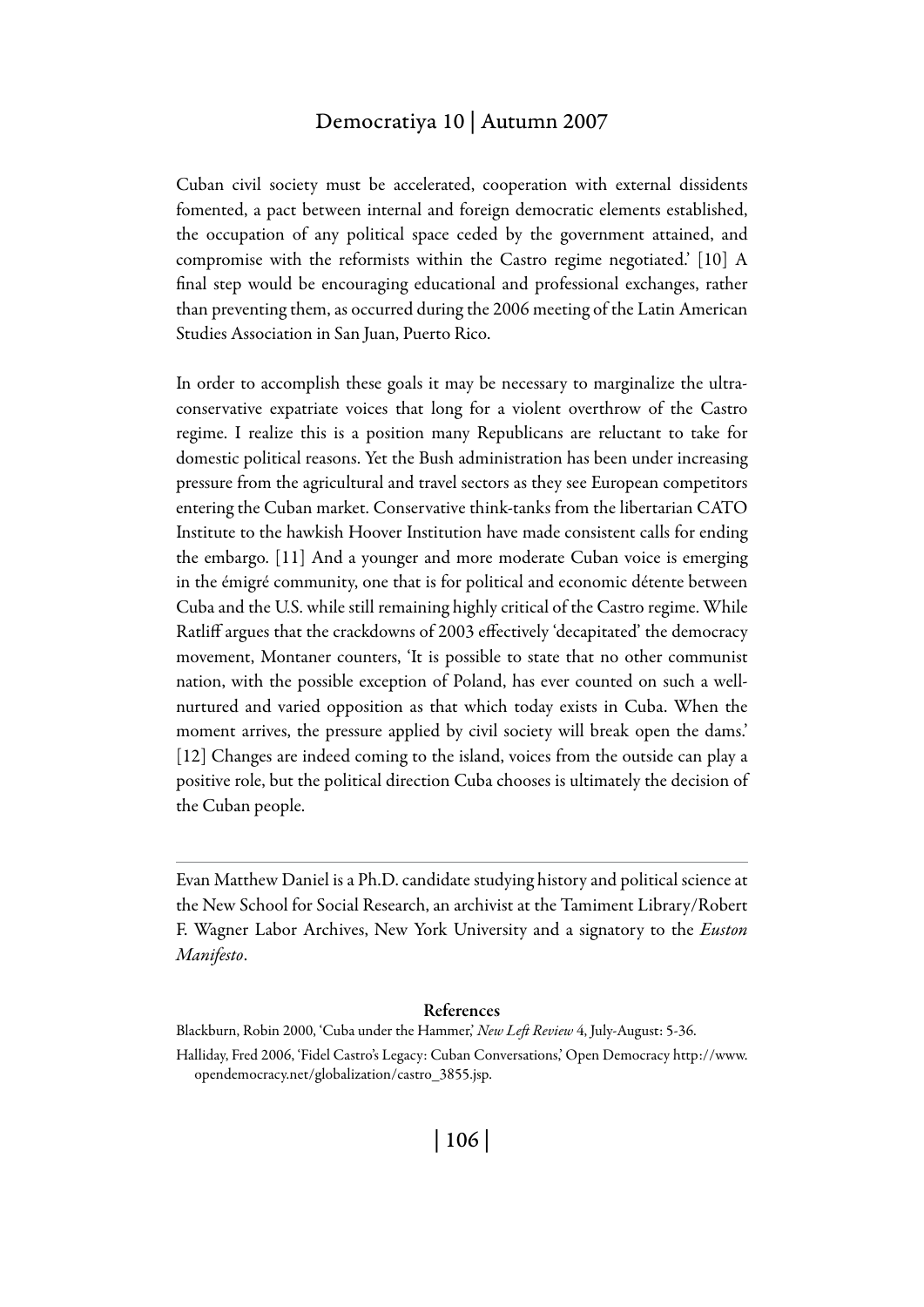Cuban civil society must be accelerated, cooperation with external dissidents fomented, a pact between internal and foreign democratic elements established, the occupation of any political space ceded by the government attained, and compromise with the reformists within the Castro regime negotiated.' [10] A final step would be encouraging educational and professional exchanges, rather than preventing them, as occurred during the 2006 meeting of the Latin American Studies Association in San Juan, Puerto Rico.

In order to accomplish these goals it may be necessary to marginalize the ultra-conservative expatriate voices that long for a violent overthrow of the Castro regime. I realize this is a position many Republicans are reluctant to take for domestic political reasons. Yet the Bush administration has been under increasing pressure from the agricultural and travel sectors as they see European competitors entering the Cuban market. Conservative think-tanks from the libertarian CATO Institute to the hawkish Hoover Institution have made consistent calls for ending the embargo. [11] And a younger and more moderate Cuban voice is emerging in the émigré community, one that is for political and economic détente between Cuba and the U.S. while still remaining highly critical of the Castro regime. While Ratliff argues that the crackdowns of 2003 effectively 'decapitated' the democracy movement, Montaner counters, 'It is possible to state that no other communist nation, with the possible exception of Poland, has ever counted on such a well-nurtured and varied opposition as that which today exists in Cuba. When the moment arrives, the pressure applied by civil society will break open the dams.' [12] Changes are indeed coming to the island, voices from the outside can play a positive role, but the political direction Cuba chooses is ultimately the decision of the Cuban people.

---

Evan Matthew Daniel is a Ph.D. candidate studying history and political science at the New School for Social Research, an archivist at the Tamiment Library/Robert F. Wagner Labor Archives, New York University and a signatory to the *Euston Manifesto*.

### References

Blackburn, Robin 2000, 'Cuba under the Hammer,' *New Left Review* 4, July-August: 5-36.

Halliday, Fred 2006, 'Fidel Castro's Legacy: Cuban Conversations,' Open Democracy http://www.opendemocracy.net/globalization/castro_3855.jsp.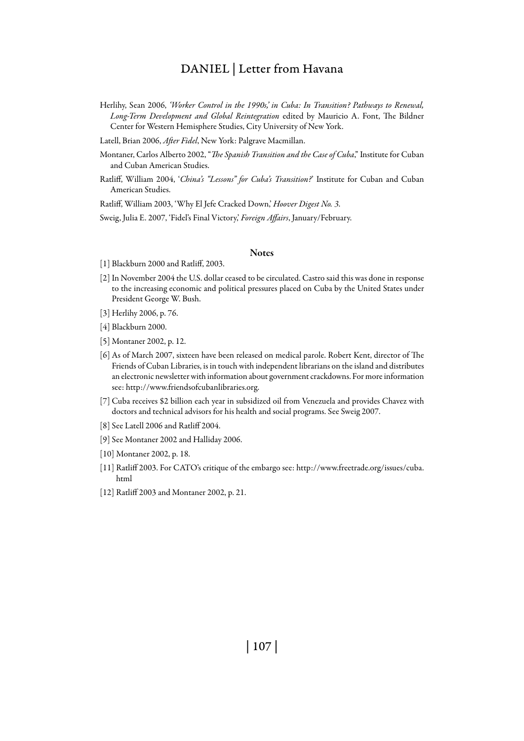Herlihy, Sean 2006, *'Worker Control in the 1990s,' in Cuba: In Transition? Pathways to Renewal, Long-Term Development and Global Reintegration* edited by Mauricio A. Font, The Bildner Center for Western Hemisphere Studies, City University of New York.

Latell, Brian 2006, *After Fidel*, New York: Palgrave Macmillan.

Montaner, Carlos Alberto 2002, "*The Spanish Transition and the Case of Cuba*," Institute for Cuban and Cuban American Studies.

Ratliff, William 2004, '*China's "Lessons" for Cuba's Transition?*' Institute for Cuban and Cuban American Studies.

Ratliff, William 2003, 'Why El Jefe Cracked Down,' *Hoover Digest No. 3*.

Sweig, Julia E. 2007, 'Fidel's Final Victory,' *Foreign Affairs*, January/February.

## Notes

[1] Blackburn 2000 and Ratliff, 2003.

[2] In November 2004 the U.S. dollar ceased to be circulated. Castro said this was done in response to the increasing economic and political pressures placed on Cuba by the United States under President George W. Bush.

[3] Herlihy 2006, p. 76.

[4] Blackburn 2000.

[5] Montaner 2002, p. 12.

[6] As of March 2007, sixteen have been released on medical parole. Robert Kent, director of The Friends of Cuban Libraries, is in touch with independent librarians on the island and distributes an electronic newsletter with information about government crackdowns. For more information see: http://www.friendsofcubanlibraries.org.

[7] Cuba receives $2 billion each year in subsidized oil from Venezuela and provides Chavez with doctors and technical advisors for his health and social programs. See Sweig 2007.

[8] See Latell 2006 and Ratliff 2004.

[9] See Montaner 2002 and Halliday 2006.

[10] Montaner 2002, p. 18.

[11] Ratliff 2003. For CATO's critique of the embargo see: http://www.freetrade.org/issues/cuba.html

[12] Ratliff 2003 and Montaner 2002, p. 21.